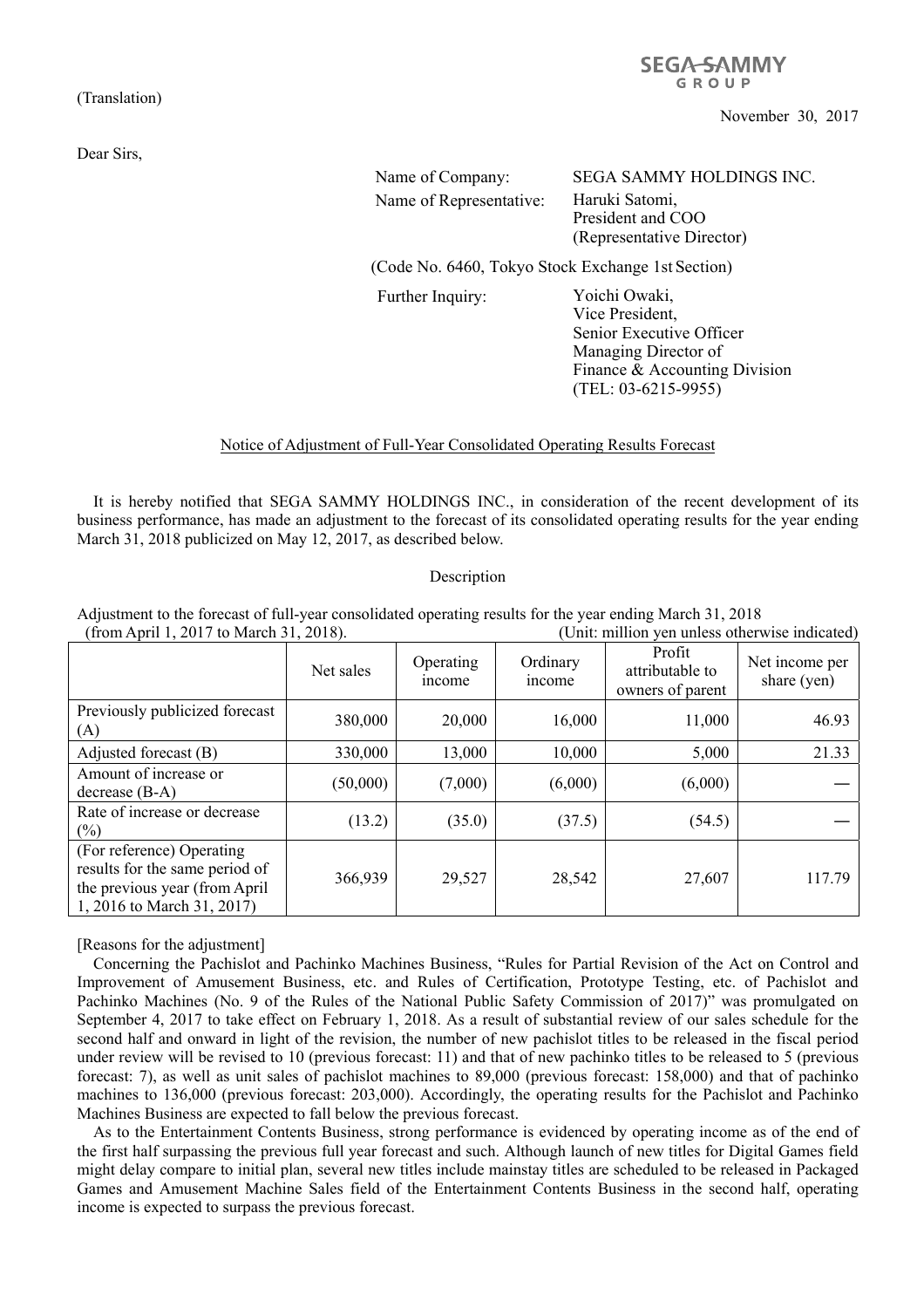(Translation)

SEGA SAMMY GROUP

November 30, 2017

Dear Sirs,

Name of Company: SEGA SAMMY HOLDINGS INC.
Name of Representative: Haruki Satomi, President and COO (Representative Director)
(Code No. 6460, Tokyo Stock Exchange 1st Section)
Further Inquiry: Yoichi Owaki, Vice President, Senior Executive Officer Managing Director of Finance & Accounting Division (TEL: 03-6215-9955)

## Notice of Adjustment of Full-Year Consolidated Operating Results Forecast

It is hereby notified that SEGA SAMMY HOLDINGS INC., in consideration of the recent development of its business performance, has made an adjustment to the forecast of its consolidated operating results for the year ending March 31, 2018 publicized on May 12, 2017, as described below.

Description

Adjustment to the forecast of full-year consolidated operating results for the year ending March 31, 2018 (from April 1, 2017 to March 31, 2018). (Unit: million yen unless otherwise indicated)

| | Net sales | Operating income | Ordinary income | Profit attributable to owners of parent | Net income per share (yen) |
|---|---|---|---|---|---|
| Previously publicized forecast (A) | 380,000 | 20,000 | 16,000 | 11,000 | 46.93 |
| Adjusted forecast (B) | 330,000 | 13,000 | 10,000 | 5,000 | 21.33 |
| Amount of increase or decrease (B-A) | (50,000) | (7,000) | (6,000) | (6,000) | — |
| Rate of increase or decrease (%) | (13.2) | (35.0) | (37.5) | (54.5) | — |
| (For reference) Operating results for the same period of the previous year (from April 1, 2016 to March 31, 2017) | 366,939 | 29,527 | 28,542 | 27,607 | 117.79 |

[Reasons for the adjustment]

Concerning the Pachislot and Pachinko Machines Business, "Rules for Partial Revision of the Act on Control and Improvement of Amusement Business, etc. and Rules of Certification, Prototype Testing, etc. of Pachislot and Pachinko Machines (No. 9 of the Rules of the National Public Safety Commission of 2017)" was promulgated on September 4, 2017 to take effect on February 1, 2018. As a result of substantial review of our sales schedule for the second half and onward in light of the revision, the number of new pachislot titles to be released in the fiscal period under review will be revised to 10 (previous forecast: 11) and that of new pachinko titles to be released to 5 (previous forecast: 7), as well as unit sales of pachislot machines to 89,000 (previous forecast: 158,000) and that of pachinko machines to 136,000 (previous forecast: 203,000). Accordingly, the operating results for the Pachislot and Pachinko Machines Business are expected to fall below the previous forecast.

As to the Entertainment Contents Business, strong performance is evidenced by operating income as of the end of the first half surpassing the previous full year forecast and such. Although launch of new titles for Digital Games field might delay compare to initial plan, several new titles include mainstay titles are scheduled to be released in Packaged Games and Amusement Machine Sales field of the Entertainment Contents Business in the second half, operating income is expected to surpass the previous forecast.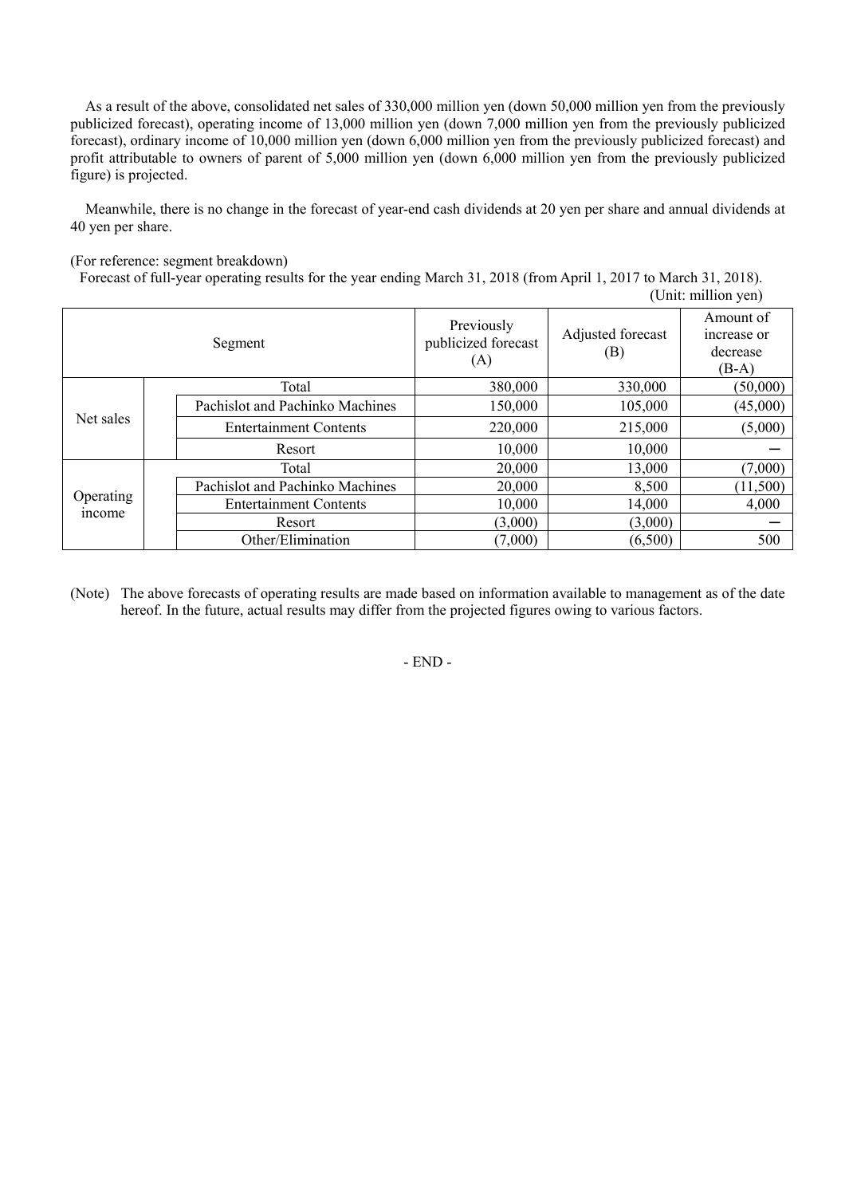As a result of the above, consolidated net sales of 330,000 million yen (down 50,000 million yen from the previously publicized forecast), operating income of 13,000 million yen (down 7,000 million yen from the previously publicized forecast), ordinary income of 10,000 million yen (down 6,000 million yen from the previously publicized forecast) and profit attributable to owners of parent of 5,000 million yen (down 6,000 million yen from the previously publicized figure) is projected.

Meanwhile, there is no change in the forecast of year-end cash dividends at 20 yen per share and annual dividends at 40 yen per share.

(For reference: segment breakdown)

Forecast of full-year operating results for the year ending March 31, 2018 (from April 1, 2017 to March 31, 2018).

(Unit: million yen)

| Segment | | Previously publicized forecast (A) | Adjusted forecast (B) | Amount of increase or decrease (B-A) |
|---|---|---|---|---|
| Net sales | Total | 380,000 | 330,000 | (50,000) |
| | Pachislot and Pachinko Machines | 150,000 | 105,000 | (45,000) |
| | Entertainment Contents | 220,000 | 215,000 | (5,000) |
| | Resort | 10,000 | 10,000 | ー |
| Operating income | Total | 20,000 | 13,000 | (7,000) |
| | Pachislot and Pachinko Machines | 20,000 | 8,500 | (11,500) |
| | Entertainment Contents | 10,000 | 14,000 | 4,000 |
| | Resort | (3,000) | (3,000) | ー |
| | Other/Elimination | (7,000) | (6,500) | 500 |

(Note) The above forecasts of operating results are made based on information available to management as of the date hereof. In the future, actual results may differ from the projected figures owing to various factors.

- END -